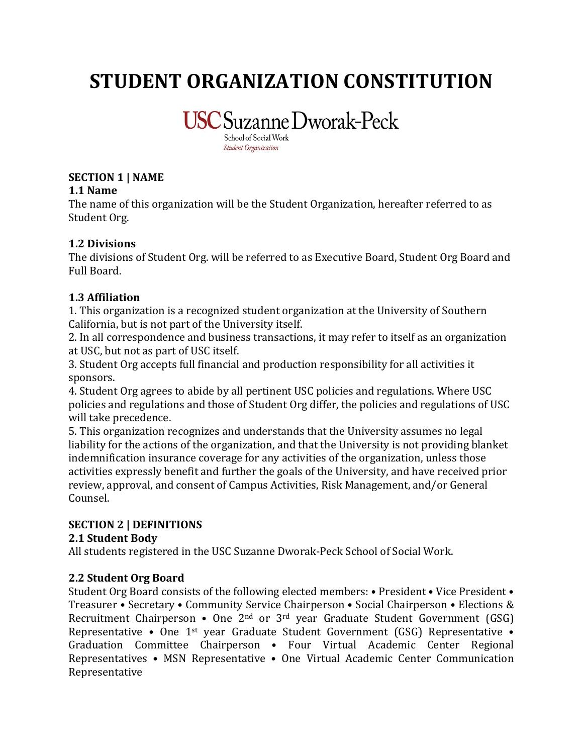# STUDENT ORGANIZATION CONSTITUTION

USC Suzanne Dworak-Peck
School of Social Work
*Student Organization*

## SECTION 1 | NAME

### 1.1 Name

The name of this organization will be the Student Organization, hereafter referred to as Student Org.

### 1.2 Divisions

The divisions of Student Org. will be referred to as Executive Board, Student Org Board and Full Board.

### 1.3 Affiliation

1. This organization is a recognized student organization at the University of Southern California, but is not part of the University itself.
2. In all correspondence and business transactions, it may refer to itself as an organization at USC, but not as part of USC itself.
3. Student Org accepts full financial and production responsibility for all activities it sponsors.
4. Student Org agrees to abide by all pertinent USC policies and regulations. Where USC policies and regulations and those of Student Org differ, the policies and regulations of USC will take precedence.
5. This organization recognizes and understands that the University assumes no legal liability for the actions of the organization, and that the University is not providing blanket indemnification insurance coverage for any activities of the organization, unless those activities expressly benefit and further the goals of the University, and have received prior review, approval, and consent of Campus Activities, Risk Management, and/or General Counsel.

## SECTION 2 | DEFINITIONS

### 2.1 Student Body

All students registered in the USC Suzanne Dworak-Peck School of Social Work.

### 2.2 Student Org Board

Student Org Board consists of the following elected members: • President • Vice President • Treasurer • Secretary • Community Service Chairperson • Social Chairperson • Elections & Recruitment Chairperson • One 2nd or 3rd year Graduate Student Government (GSG) Representative • One 1st year Graduate Student Government (GSG) Representative • Graduation Committee Chairperson • Four Virtual Academic Center Regional Representatives • MSN Representative • One Virtual Academic Center Communication Representative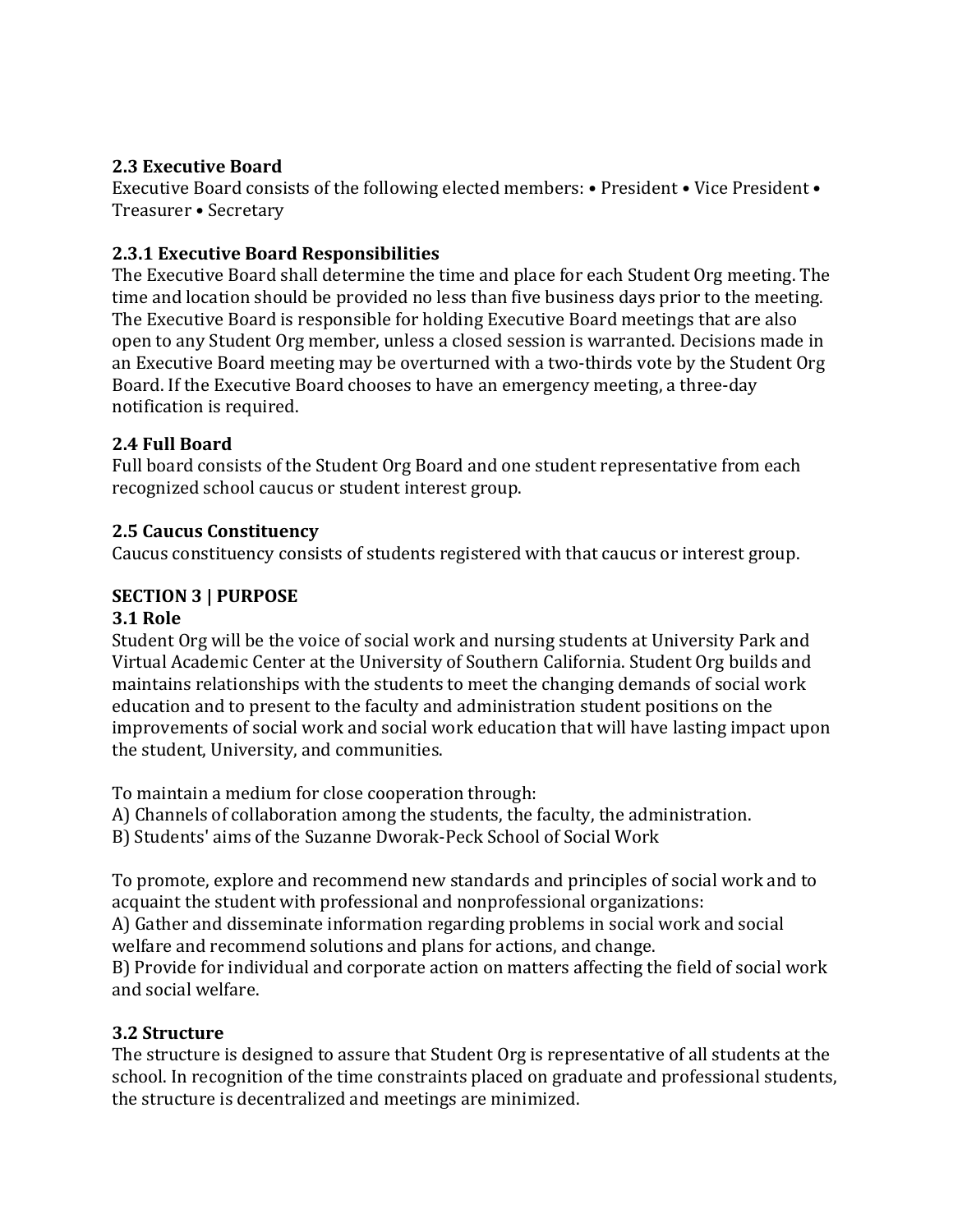### 2.3 Executive Board

Executive Board consists of the following elected members: • President • Vice President • Treasurer • Secretary

### 2.3.1 Executive Board Responsibilities

The Executive Board shall determine the time and place for each Student Org meeting. The time and location should be provided no less than five business days prior to the meeting. The Executive Board is responsible for holding Executive Board meetings that are also open to any Student Org member, unless a closed session is warranted. Decisions made in an Executive Board meeting may be overturned with a two-thirds vote by the Student Org Board. If the Executive Board chooses to have an emergency meeting, a three-day notification is required.

### 2.4 Full Board

Full board consists of the Student Org Board and one student representative from each recognized school caucus or student interest group.

### 2.5 Caucus Constituency

Caucus constituency consists of students registered with that caucus or interest group.

## SECTION 3 | PURPOSE

### 3.1 Role

Student Org will be the voice of social work and nursing students at University Park and Virtual Academic Center at the University of Southern California. Student Org builds and maintains relationships with the students to meet the changing demands of social work education and to present to the faculty and administration student positions on the improvements of social work and social work education that will have lasting impact upon the student, University, and communities.

To maintain a medium for close cooperation through:
A) Channels of collaboration among the students, the faculty, the administration.
B) Students' aims of the Suzanne Dworak-Peck School of Social Work

To promote, explore and recommend new standards and principles of social work and to acquaint the student with professional and nonprofessional organizations:
A) Gather and disseminate information regarding problems in social work and social welfare and recommend solutions and plans for actions, and change.
B) Provide for individual and corporate action on matters affecting the field of social work and social welfare.

### 3.2 Structure

The structure is designed to assure that Student Org is representative of all students at the school. In recognition of the time constraints placed on graduate and professional students, the structure is decentralized and meetings are minimized.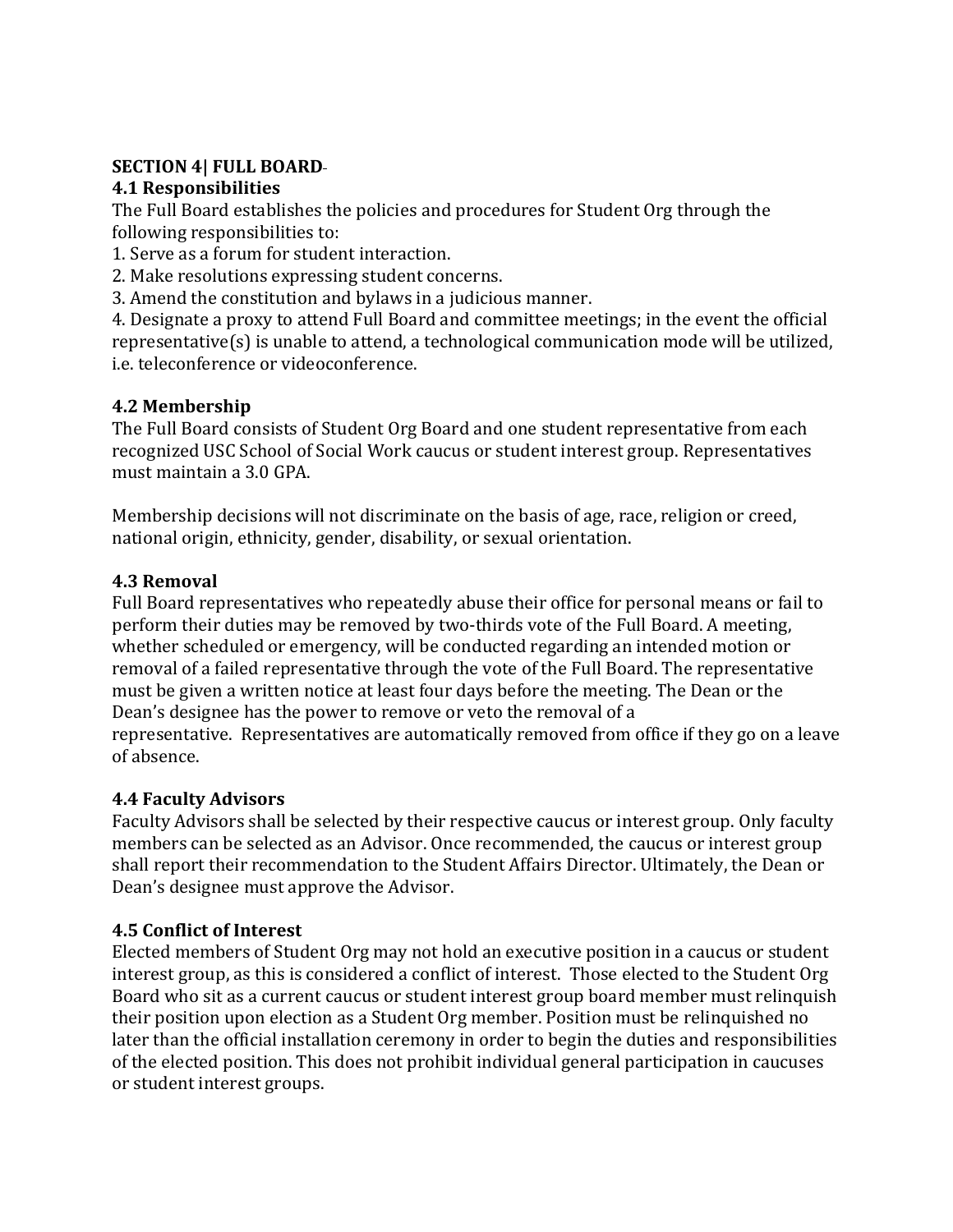**SECTION 4| FULL BOARD**

**4.1 Responsibilities**

The Full Board establishes the policies and procedures for Student Org through the following responsibilities to:

1. Serve as a forum for student interaction.
2. Make resolutions expressing student concerns.
3. Amend the constitution and bylaws in a judicious manner.
4. Designate a proxy to attend Full Board and committee meetings; in the event the official representative(s) is unable to attend, a technological communication mode will be utilized, i.e. teleconference or videoconference.

**4.2 Membership**

The Full Board consists of Student Org Board and one student representative from each recognized USC School of Social Work caucus or student interest group. Representatives must maintain a 3.0 GPA.

Membership decisions will not discriminate on the basis of age, race, religion or creed, national origin, ethnicity, gender, disability, or sexual orientation.

**4.3 Removal**

Full Board representatives who repeatedly abuse their office for personal means or fail to perform their duties may be removed by two-thirds vote of the Full Board. A meeting, whether scheduled or emergency, will be conducted regarding an intended motion or removal of a failed representative through the vote of the Full Board. The representative must be given a written notice at least four days before the meeting. The Dean or the Dean's designee has the power to remove or veto the removal of a representative. Representatives are automatically removed from office if they go on a leave of absence.

**4.4 Faculty Advisors**

Faculty Advisors shall be selected by their respective caucus or interest group. Only faculty members can be selected as an Advisor. Once recommended, the caucus or interest group shall report their recommendation to the Student Affairs Director. Ultimately, the Dean or Dean's designee must approve the Advisor.

**4.5 Conflict of Interest**

Elected members of Student Org may not hold an executive position in a caucus or student interest group, as this is considered a conflict of interest. Those elected to the Student Org Board who sit as a current caucus or student interest group board member must relinquish their position upon election as a Student Org member. Position must be relinquished no later than the official installation ceremony in order to begin the duties and responsibilities of the elected position. This does not prohibit individual general participation in caucuses or student interest groups.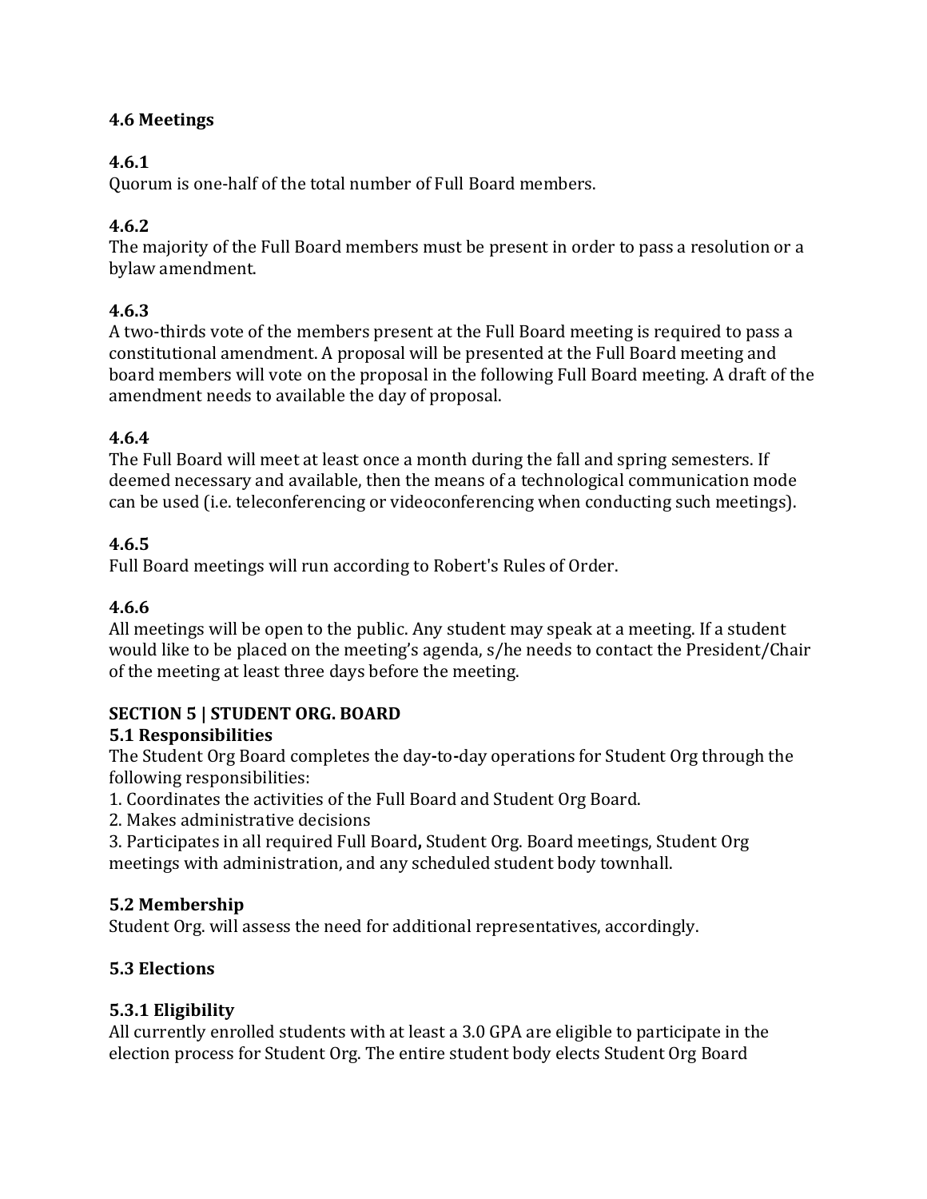**4.6 Meetings**

**4.6.1**
Quorum is one-half of the total number of Full Board members.

**4.6.2**
The majority of the Full Board members must be present in order to pass a resolution or a bylaw amendment.

**4.6.3**
A two-thirds vote of the members present at the Full Board meeting is required to pass a constitutional amendment. A proposal will be presented at the Full Board meeting and board members will vote on the proposal in the following Full Board meeting. A draft of the amendment needs to available the day of proposal.

**4.6.4**
The Full Board will meet at least once a month during the fall and spring semesters. If deemed necessary and available, then the means of a technological communication mode can be used (i.e. teleconferencing or videoconferencing when conducting such meetings).

**4.6.5**
Full Board meetings will run according to Robert's Rules of Order.

**4.6.6**
All meetings will be open to the public. Any student may speak at a meeting. If a student would like to be placed on the meeting's agenda, s/he needs to contact the President/Chair of the meeting at least three days before the meeting.

**SECTION 5 | STUDENT ORG. BOARD**

**5.1 Responsibilities**

The Student Org Board completes the day-to-day operations for Student Org through the following responsibilities:

1. Coordinates the activities of the Full Board and Student Org Board.
2. Makes administrative decisions
3. Participates in all required Full Board**,** Student Org. Board meetings, Student Org meetings with administration, and any scheduled student body townhall.

**5.2 Membership**

Student Org. will assess the need for additional representatives, accordingly.

**5.3 Elections**

**5.3.1 Eligibility**

All currently enrolled students with at least a 3.0 GPA are eligible to participate in the election process for Student Org. The entire student body elects Student Org Board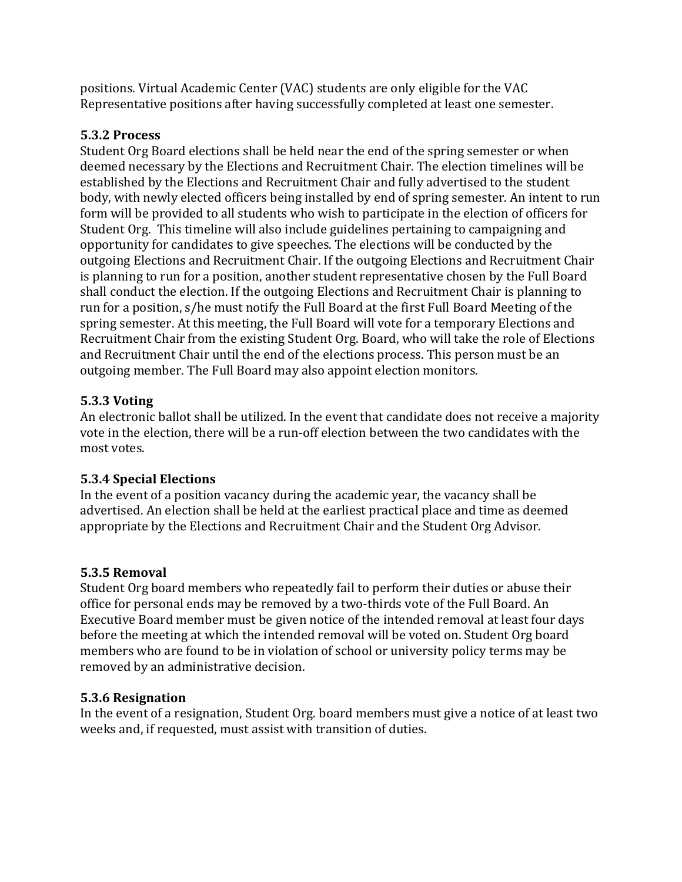positions. Virtual Academic Center (VAC) students are only eligible for the VAC Representative positions after having successfully completed at least one semester.

**5.3.2 Process**

Student Org Board elections shall be held near the end of the spring semester or when deemed necessary by the Elections and Recruitment Chair. The election timelines will be established by the Elections and Recruitment Chair and fully advertised to the student body, with newly elected officers being installed by end of spring semester. An intent to run form will be provided to all students who wish to participate in the election of officers for Student Org. This timeline will also include guidelines pertaining to campaigning and opportunity for candidates to give speeches. The elections will be conducted by the outgoing Elections and Recruitment Chair. If the outgoing Elections and Recruitment Chair is planning to run for a position, another student representative chosen by the Full Board shall conduct the election. If the outgoing Elections and Recruitment Chair is planning to run for a position, s/he must notify the Full Board at the first Full Board Meeting of the spring semester. At this meeting, the Full Board will vote for a temporary Elections and Recruitment Chair from the existing Student Org. Board, who will take the role of Elections and Recruitment Chair until the end of the elections process. This person must be an outgoing member. The Full Board may also appoint election monitors.

**5.3.3 Voting**

An electronic ballot shall be utilized. In the event that candidate does not receive a majority vote in the election, there will be a run-off election between the two candidates with the most votes.

**5.3.4 Special Elections**

In the event of a position vacancy during the academic year, the vacancy shall be advertised. An election shall be held at the earliest practical place and time as deemed appropriate by the Elections and Recruitment Chair and the Student Org Advisor.

**5.3.5 Removal**

Student Org board members who repeatedly fail to perform their duties or abuse their office for personal ends may be removed by a two-thirds vote of the Full Board. An Executive Board member must be given notice of the intended removal at least four days before the meeting at which the intended removal will be voted on. Student Org board members who are found to be in violation of school or university policy terms may be removed by an administrative decision.

**5.3.6 Resignation**

In the event of a resignation, Student Org. board members must give a notice of at least two weeks and, if requested, must assist with transition of duties.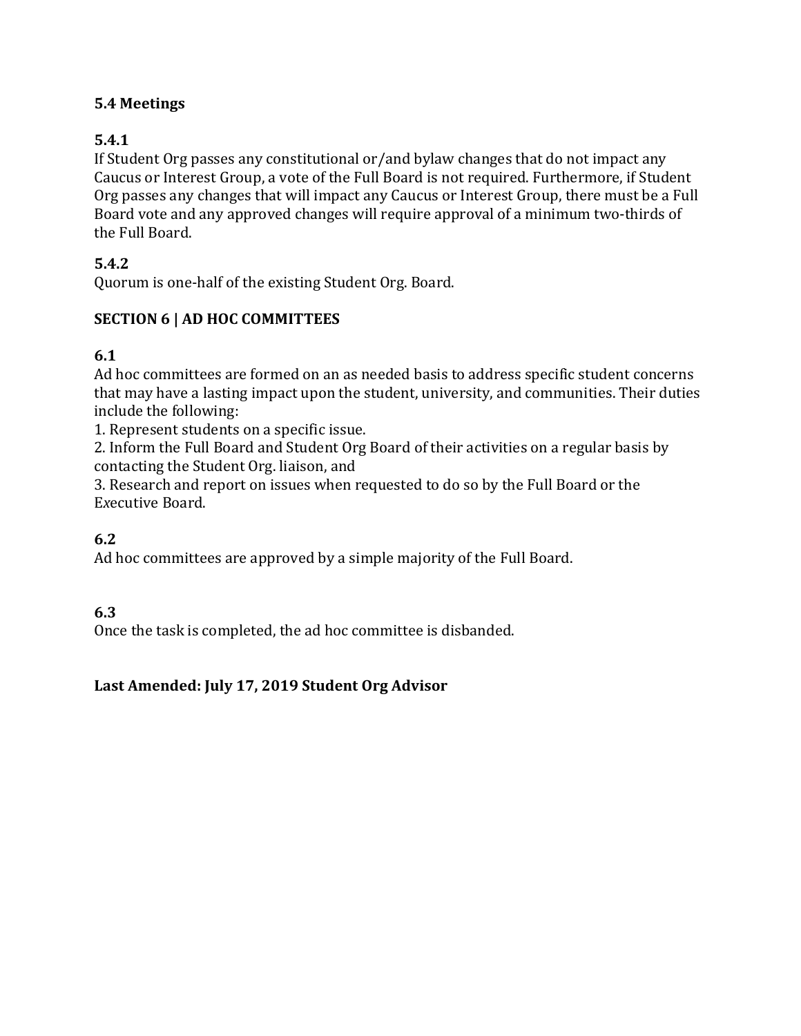### 5.4 Meetings

#### 5.4.1

If Student Org passes any constitutional or/and bylaw changes that do not impact any Caucus or Interest Group, a vote of the Full Board is not required. Furthermore, if Student Org passes any changes that will impact any Caucus or Interest Group, there must be a Full Board vote and any approved changes will require approval of a minimum two-thirds of the Full Board.

#### 5.4.2

Quorum is one-half of the existing Student Org. Board.

## SECTION 6 | AD HOC COMMITTEES

#### 6.1

Ad hoc committees are formed on an as needed basis to address specific student concerns that may have a lasting impact upon the student, university, and communities. Their duties include the following:

1. Represent students on a specific issue.
2. Inform the Full Board and Student Org Board of their activities on a regular basis by contacting the Student Org. liaison, and
3. Research and report on issues when requested to do so by the Full Board or the Executive Board.

#### 6.2

Ad hoc committees are approved by a simple majority of the Full Board.

#### 6.3

Once the task is completed, the ad hoc committee is disbanded.

**Last Amended: July 17, 2019 Student Org Advisor**